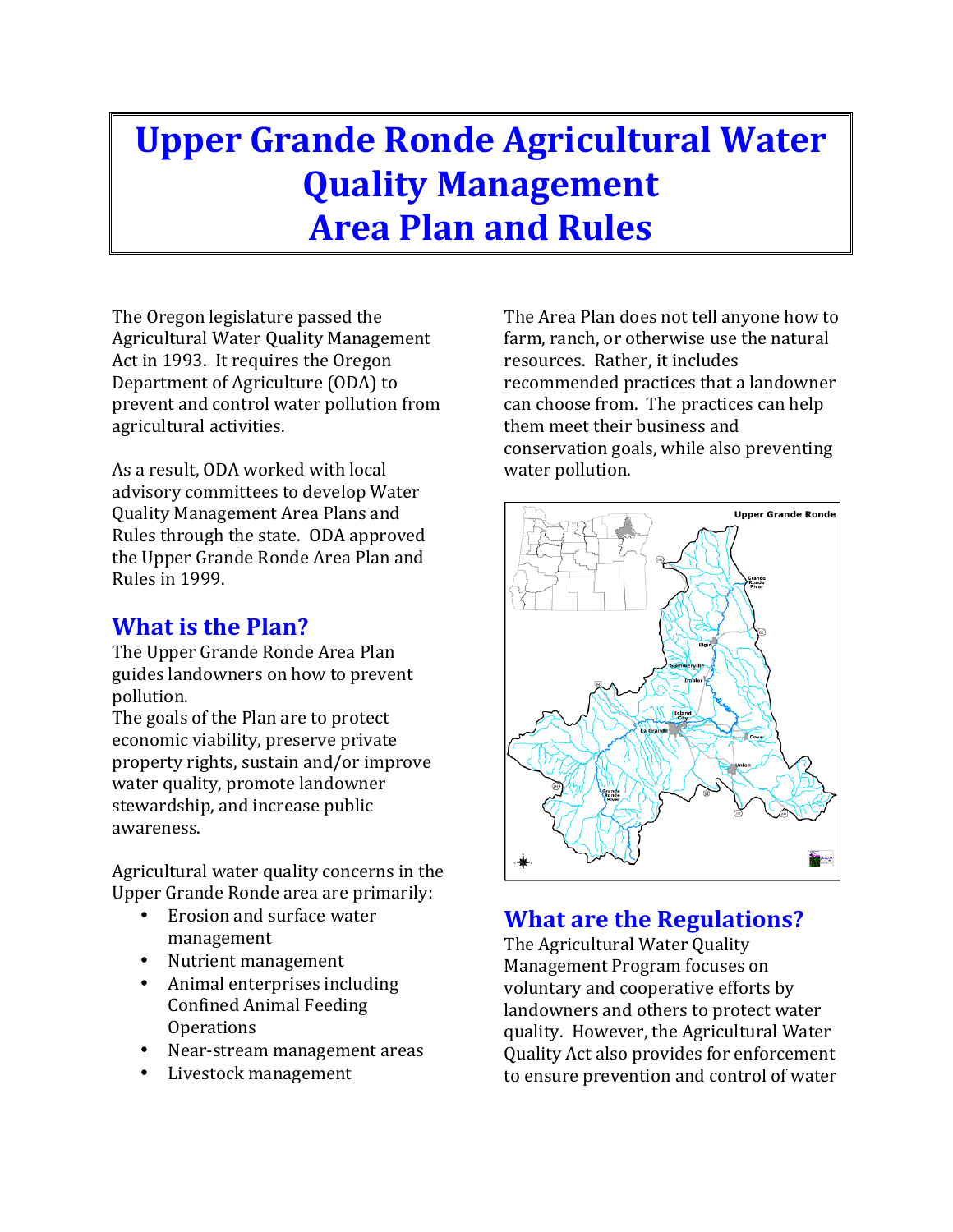# Upper Grande Ronde Agricultural Water Quality Management Area Plan and Rules

The Oregon legislature passed the Agricultural Water Quality Management Act in 1993. It requires the Oregon Department of Agriculture (ODA) to prevent and control water pollution from agricultural activities.

As a result, ODA worked with local advisory committees to develop Water Quality Management Area Plans and Rules through the state. ODA approved the Upper Grande Ronde Area Plan and Rules in 1999.

## What is the Plan?

The Upper Grande Ronde Area Plan guides landowners on how to prevent pollution.

The goals of the Plan are to protect economic viability, preserve private property rights, sustain and/or improve water quality, promote landowner stewardship, and increase public awareness.

Agricultural water quality concerns in the Upper Grande Ronde area are primarily:

- Erosion and surface water management
- Nutrient management
- Animal enterprises including Confined Animal Feeding Operations
- Near-stream management areas
- Livestock management

The Area Plan does not tell anyone how to farm, ranch, or otherwise use the natural resources. Rather, it includes recommended practices that a landowner can choose from. The practices can help them meet their business and conservation goals, while also preventing water pollution.

## What are the Regulations?

The Agricultural Water Quality Management Program focuses on voluntary and cooperative efforts by landowners and others to protect water quality. However, the Agricultural Water Quality Act also provides for enforcement to ensure prevention and control of water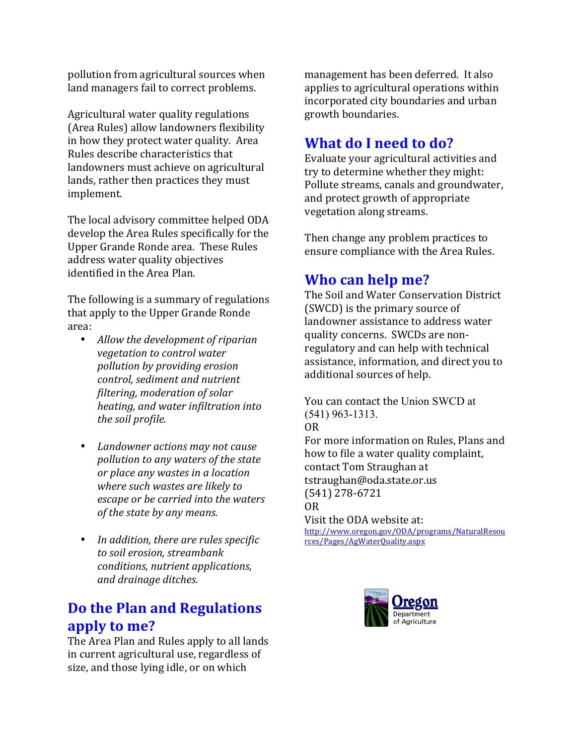pollution from agricultural sources when land managers fail to correct problems.

Agricultural water quality regulations (Area Rules) allow landowners flexibility in how they protect water quality. Area Rules describe characteristics that landowners must achieve on agricultural lands, rather then practices they must implement.

The local advisory committee helped ODA develop the Area Rules specifically for the Upper Grande Ronde area. These Rules address water quality objectives identified in the Area Plan.

The following is a summary of regulations that apply to the Upper Grande Ronde area:

- *Allow the development of riparian vegetation to control water pollution by providing erosion control, sediment and nutrient filtering, moderation of solar heating, and water infiltration into the soil profile.*
- *Landowner actions may not cause pollution to any waters of the state or place any wastes in a location where such wastes are likely to escape or be carried into the waters of the state by any means.*
- *In addition, there are rules specific to soil erosion, streambank conditions, nutrient applications, and drainage ditches.*

## Do the Plan and Regulations apply to me?

The Area Plan and Rules apply to all lands in current agricultural use, regardless of size, and those lying idle, or on which management has been deferred. It also applies to agricultural operations within incorporated city boundaries and urban growth boundaries.

## What do I need to do?

Evaluate your agricultural activities and try to determine whether they might: Pollute streams, canals and groundwater, and protect growth of appropriate vegetation along streams.

Then change any problem practices to ensure compliance with the Area Rules.

## Who can help me?

The Soil and Water Conservation District (SWCD) is the primary source of landowner assistance to address water quality concerns. SWCDs are non-regulatory and can help with technical assistance, information, and direct you to additional sources of help.

You can contact the Union SWCD at (541) 963-1313.
OR
For more information on Rules, Plans and how to file a water quality complaint, contact Tom Straughan at tstraughan@oda.state.or.us
(541) 278-6721
OR
Visit the ODA website at:
http://www.oregon.gov/ODA/programs/NaturalResources/Pages/AgWaterQuality.aspx

Oregon Department of Agriculture